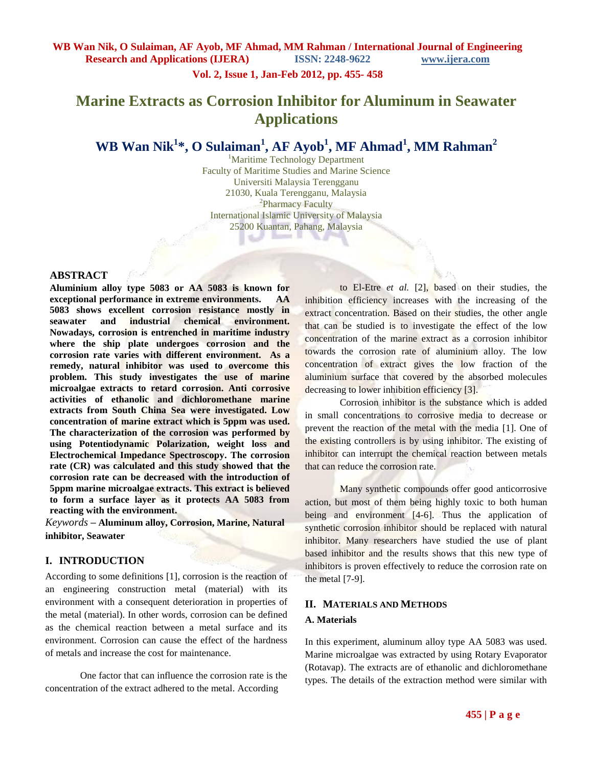# Marine Extracts as Corrosion Inhibitor for Aluminum in Seawater Applications

**WB Wan Nik[1]*, O Sulaiman[1], AF Ayob[1], MF Ahmad[1], MM Rahman[2]**

[1]Maritime Technology Department
Faculty of Maritime Studies and Marine Science
Universiti Malaysia Terengganu
21030, Kuala Terengganu, Malaysia
[2]Pharmacy Faculty
International Islamic University of Malaysia
25200 Kuantan, Pahang, Malaysia

## ABSTRACT

**Aluminium alloy type 5083 or AA 5083 is known for exceptional performance in extreme environments. AA 5083 shows excellent corrosion resistance mostly in seawater and industrial chemical environment. Nowadays, corrosion is entrenched in maritime industry where the ship plate undergoes corrosion and the corrosion rate varies with different environment. As a remedy, natural inhibitor was used to overcome this problem. This study investigates the use of marine microalgae extracts to retard corrosion. Anti corrosive activities of ethanolic and dichloromethane marine extracts from South China Sea were investigated. Low concentration of marine extract which is 5ppm was used. The characterization of the corrosion was performed by using Potentiodynamic Polarization, weight loss and Electrochemical Impedance Spectroscopy. The corrosion rate (CR) was calculated and this study showed that the corrosion rate can be decreased with the introduction of 5ppm marine microalgae extracts. This extract is believed to form a surface layer as it protects AA 5083 from reacting with the environment.**

*Keywords* – **Aluminum alloy, Corrosion, Marine, Natural inhibitor, Seawater**

## I. INTRODUCTION

According to some definitions [1], corrosion is the reaction of an engineering construction metal (material) with its environment with a consequent deterioration in properties of the metal (material). In other words, corrosion can be defined as the chemical reaction between a metal surface and its environment. Corrosion can cause the effect of the hardness of metals and increase the cost for maintenance.

One factor that can influence the corrosion rate is the concentration of the extract adhered to the metal. According to El-Etre *et al.* [2], based on their studies, the inhibition efficiency increases with the increasing of the extract concentration. Based on their studies, the other angle that can be studied is to investigate the effect of the low concentration of the marine extract as a corrosion inhibitor towards the corrosion rate of aluminium alloy. The low concentration of extract gives the low fraction of the aluminium surface that covered by the absorbed molecules decreasing to lower inhibition efficiency [3].

Corrosion inhibitor is the substance which is added in small concentrations to corrosive media to decrease or prevent the reaction of the metal with the media [1]. One of the existing controllers is by using inhibitor. The existing of inhibitor can interrupt the chemical reaction between metals that can reduce the corrosion rate.

Many synthetic compounds offer good anticorrosive action, but most of them being highly toxic to both human being and environment [4-6]. Thus the application of synthetic corrosion inhibitor should be replaced with natural inhibitor. Many researchers have studied the use of plant based inhibitor and the results shows that this new type of inhibitors is proven effectively to reduce the corrosion rate on the metal [7-9].

## II. MATERIALS AND METHODS

### A. Materials

In this experiment, aluminum alloy type AA 5083 was used. Marine microalgae was extracted by using Rotary Evaporator (Rotavap). The extracts are of ethanolic and dichloromethane types. The details of the extraction method were similar with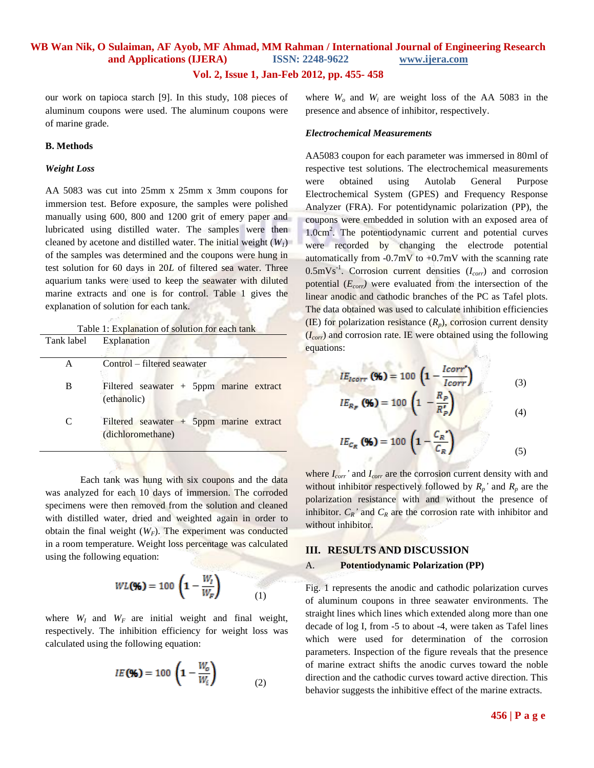our work on tapioca starch [9]. In this study, 108 pieces of aluminum coupons were used. The aluminum coupons were of marine grade.

**B. Methods**

***Weight Loss***

AA 5083 was cut into 25mm x 25mm x 3mm coupons for immersion test. Before exposure, the samples were polished manually using 600, 800 and 1200 grit of emery paper and lubricated using distilled water. The samples were then cleaned by acetone and distilled water. The initial weight ($W_I$) of the samples was determined and the coupons were hung in test solution for 60 days in 20*L* of filtered sea water. Three aquarium tanks were used to keep the seawater with diluted marine extracts and one is for control. Table 1 gives the explanation of solution for each tank.

Table 1: Explanation of solution for each tank

| Tank label | Explanation |
|---|---|
| A | Control – filtered seawater |
| B | Filtered seawater + 5ppm marine extract (ethanolic) |
| C | Filtered seawater + 5ppm marine extract (dichloromethane) |

Each tank was hung with six coupons and the data was analyzed for each 10 days of immersion. The corroded specimens were then removed from the solution and cleaned with distilled water, dried and weighted again in order to obtain the final weight ($W_F$). The experiment was conducted in a room temperature. Weight loss percentage was calculated using the following equation:

$$WL(\%) = 100\left(1 - \frac{W_I}{W_F}\right) \tag{1}$$

where $W_I$ and $W_F$ are initial weight and final weight, respectively. The inhibition efficiency for weight loss was calculated using the following equation:

$$IE(\%) = 100\left(1 - \frac{W_o}{W_i}\right) \tag{2}$$

where $W_o$ and $W_i$ are weight loss of the AA 5083 in the presence and absence of inhibitor, respectively.

***Electrochemical Measurements***

AA5083 coupon for each parameter was immersed in 80ml of respective test solutions. The electrochemical measurements were obtained using Autolab General Purpose Electrochemical System (GPES) and Frequency Response Analyzer (FRA). For potentidynamic polarization (PP), the coupons were embedded in solution with an exposed area of 1.0cm$^2$. The potentiodynamic current and potential curves were recorded by changing the electrode potential automatically from -0.7mV to +0.7mV with the scanning rate 0.5mVs$^{-1}$. Corrosion current densities ($I_{corr}$) and corrosion potential ($E_{corr}$) were evaluated from the intersection of the linear anodic and cathodic branches of the PC as Tafel plots. The data obtained was used to calculate inhibition efficiencies (IE) for polarization resistance ($R_p$), corrosion current density ($I_{corr}$) and corrosion rate. IE were obtained using the following equations:

$$IE_{Icorr}(\%) = 100\left(1 - \frac{Icorr'}{Icorr}\right) \tag{3}$$

$$IE_{R_P}(\%) = 100\left(1 - \frac{R_P}{R'_P}\right) \tag{4}$$

$$IE_{C_R}(\%) = 100\left(1 - \frac{C_R'}{C_R}\right) \tag{5}$$

where $I_{corr}'$ and $I_{corr}$ are the corrosion current density with and without inhibitor respectively followed by $R_p'$ and $R_p$ are the polarization resistance with and without the presence of inhibitor. $C_R'$ and $C_R$ are the corrosion rate with inhibitor and without inhibitor.

## III. RESULTS AND DISCUSSION

### A. Potentiodynamic Polarization (PP)

Fig. 1 represents the anodic and cathodic polarization curves of aluminum coupons in three seawater environments. The straight lines which lines which extended along more than one decade of log I, from -5 to about -4, were taken as Tafel lines which were used for determination of the corrosion parameters. Inspection of the figure reveals that the presence of marine extract shifts the anodic curves toward the noble direction and the cathodic curves toward active direction. This behavior suggests the inhibitive effect of the marine extracts.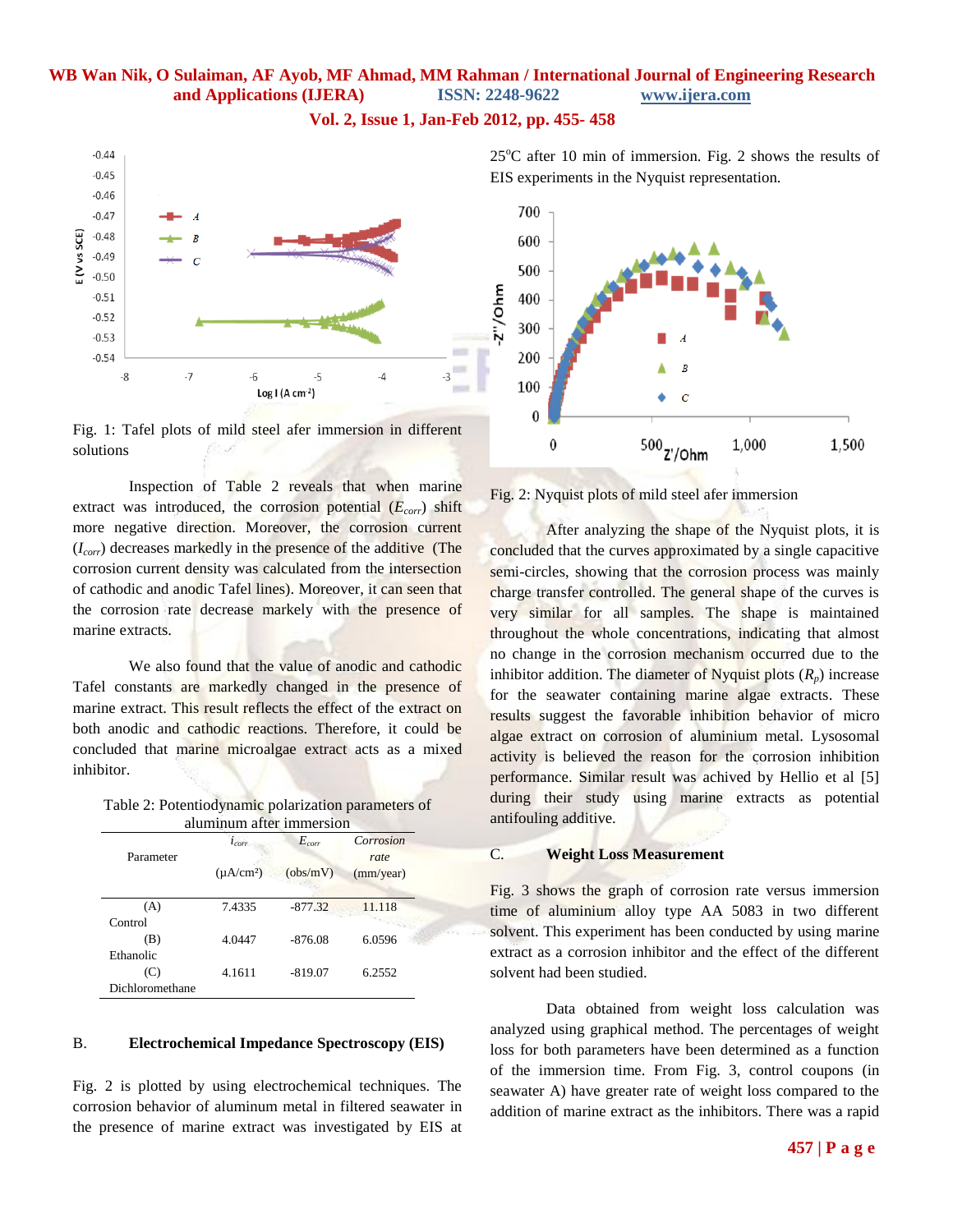Fig. 1: Tafel plots of mild steel afer immersion in different solutions

Inspection of Table 2 reveals that when marine extract was introduced, the corrosion potential ($E_{corr}$) shift more negative direction. Moreover, the corrosion current ($I_{corr}$) decreases markedly in the presence of the additive (The corrosion current density was calculated from the intersection of cathodic and anodic Tafel lines). Moreover, it can seen that the corrosion rate decrease markely with the presence of marine extracts.

We also found that the value of anodic and cathodic Tafel constants are markedly changed in the presence of marine extract. This result reflects the effect of the extract on both anodic and cathodic reactions. Therefore, it could be concluded that marine microalgae extract acts as a mixed inhibitor.

Table 2: Potentiodynamic polarization parameters of aluminum after immersion

| Parameter | $i_{corr}$ (μA/cm²) | $E_{corr}$ (obs/mV) | *Corrosion rate* (mm/year) |
|---|---|---|---|
| (A) Control | 7.4335 | -877.32 | 11.118 |
| (B) Ethanolic | 4.0447 | -876.08 | 6.0596 |
| (C) Dichloromethane | 4.1611 | -819.07 | 6.2552 |

B. **Electrochemical Impedance Spectroscopy (EIS)**

Fig. 2 is plotted by using electrochemical techniques. The corrosion behavior of aluminum metal in filtered seawater in the presence of marine extract was investigated by EIS at 25°C after 10 min of immersion. Fig. 2 shows the results of EIS experiments in the Nyquist representation.

Fig. 2: Nyquist plots of mild steel afer immersion

After analyzing the shape of the Nyquist plots, it is concluded that the curves approximated by a single capacitive semi-circles, showing that the corrosion process was mainly charge transfer controlled. The general shape of the curves is very similar for all samples. The shape is maintained throughout the whole concentrations, indicating that almost no change in the corrosion mechanism occurred due to the inhibitor addition. The diameter of Nyquist plots ($R_p$) increase for the seawater containing marine algae extracts. These results suggest the favorable inhibition behavior of micro algae extract on corrosion of aluminium metal. Lysosomal activity is believed the reason for the corrosion inhibition performance. Similar result was achived by Hellio et al [5] during their study using marine extracts as potential antifouling additive.

C. **Weight Loss Measurement**

Fig. 3 shows the graph of corrosion rate versus immersion time of aluminium alloy type AA 5083 in two different solvent. This experiment has been conducted by using marine extract as a corrosion inhibitor and the effect of the different solvent had been studied.

Data obtained from weight loss calculation was analyzed using graphical method. The percentages of weight loss for both parameters have been determined as a function of the immersion time. From Fig. 3, control coupons (in seawater A) have greater rate of weight loss compared to the addition of marine extract as the inhibitors. There was a rapid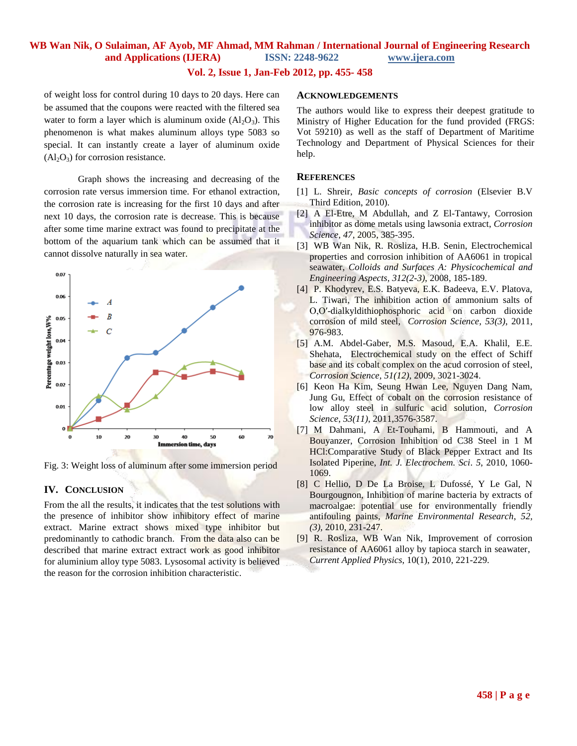of weight loss for control during 10 days to 20 days. Here can be assumed that the coupons were reacted with the filtered sea water to form a layer which is aluminum oxide ($Al_2O_3$). This phenomenon is what makes aluminum alloys type 5083 so special. It can instantly create a layer of aluminum oxide ($Al_2O_3$) for corrosion resistance.

Graph shows the increasing and decreasing of the corrosion rate versus immersion time. For ethanol extraction, the corrosion rate is increasing for the first 10 days and after next 10 days, the corrosion rate is decrease. This is because after some time marine extract was found to precipitate at the bottom of the aquarium tank which can be assumed that it cannot dissolve naturally in sea water.

0.07
0.06
0.05
0.04
0.03
0.02
0.01
0
Percentage weight loss, W%
A
B
C
0 10 20 30 40 50 60 70
Immersion time, days

Fig. 3: Weight loss of aluminum after some immersion period

## IV. Conclusion

From the all the results, it indicates that the test solutions with the presence of inhibitor show inhibitory effect of marine extract. Marine extract shows mixed type inhibitor but predominantly to cathodic branch. From the data also can be described that marine extract extract work as good inhibitor for aluminium alloy type 5083. Lysosomal activity is believed the reason for the corrosion inhibition characteristic.

## Acknowledgements

The authors would like to express their deepest gratitude to Ministry of Higher Education for the fund provided (FRGS: Vot 59210) as well as the staff of Department of Maritime Technology and Department of Physical Sciences for their help.

## References

[1] L. Shreir, *Basic concepts of corrosion* (Elsevier B.V Third Edition, 2010).

[2] A El-Etre, M Abdullah, and Z El-Tantawy, Corrosion inhibitor as dome metals using lawsonia extract, *Corrosion Science, 47*, 2005, 385-395.

[3] WB Wan Nik, R. Rosliza, H.B. Senin, Electrochemical properties and corrosion inhibition of AA6061 in tropical seawater, *Colloids and Surfaces A: Physicochemical and Engineering Aspects, 312(2-3)*, 2008, 185-189.

[4] P. Khodyrev, E.S. Batyeva, E.K. Badeeva, E.V. Platova, L. Tiwari, The inhibition action of ammonium salts of O,O′-dialkyldithiophosphoric acid on carbon dioxide corrosion of mild steel, *Corrosion Science, 53(3)*, 2011, 976-983.

[5] A.M. Abdel-Gaber, M.S. Masoud, E.A. Khalil, E.E. Shehata, Electrochemical study on the effect of Schiff base and its cobalt complex on the acud corrosion of steel, *Corrosion Science, 51(12)*, 2009, 3021-3024.

[6] Keon Ha Kim, Seung Hwan Lee, Nguyen Dang Nam, Jung Gu, Effect of cobalt on the corrosion resistance of low alloy steel in sulfuric acid solution, *Corrosion Science, 53(11)*, 2011,3576-3587.

[7] M Dahmani, A Et-Touhami, B Hammouti, and A Bouyanzer, Corrosion Inhibition od C38 Steel in 1 M HCl:Comparative Study of Black Pepper Extract and Its Isolated Piperine, *Int. J. Electrochem. Sci. 5*, 2010, 1060-1069.

[8] C Hellio, D De La Broise, L Dufossé, Y Le Gal, N Bourgougnon, Inhibition of marine bacteria by extracts of macroalgae: potential use for environmentally friendly antifouling paints, *Marine Environmental Research, 52, (3)*, 2010, 231-247.

[9] R. Rosliza, WB Wan Nik, Improvement of corrosion resistance of AA6061 alloy by tapioca starch in seawater, *Current Applied Physics*, 10(1), 2010, 221-229.